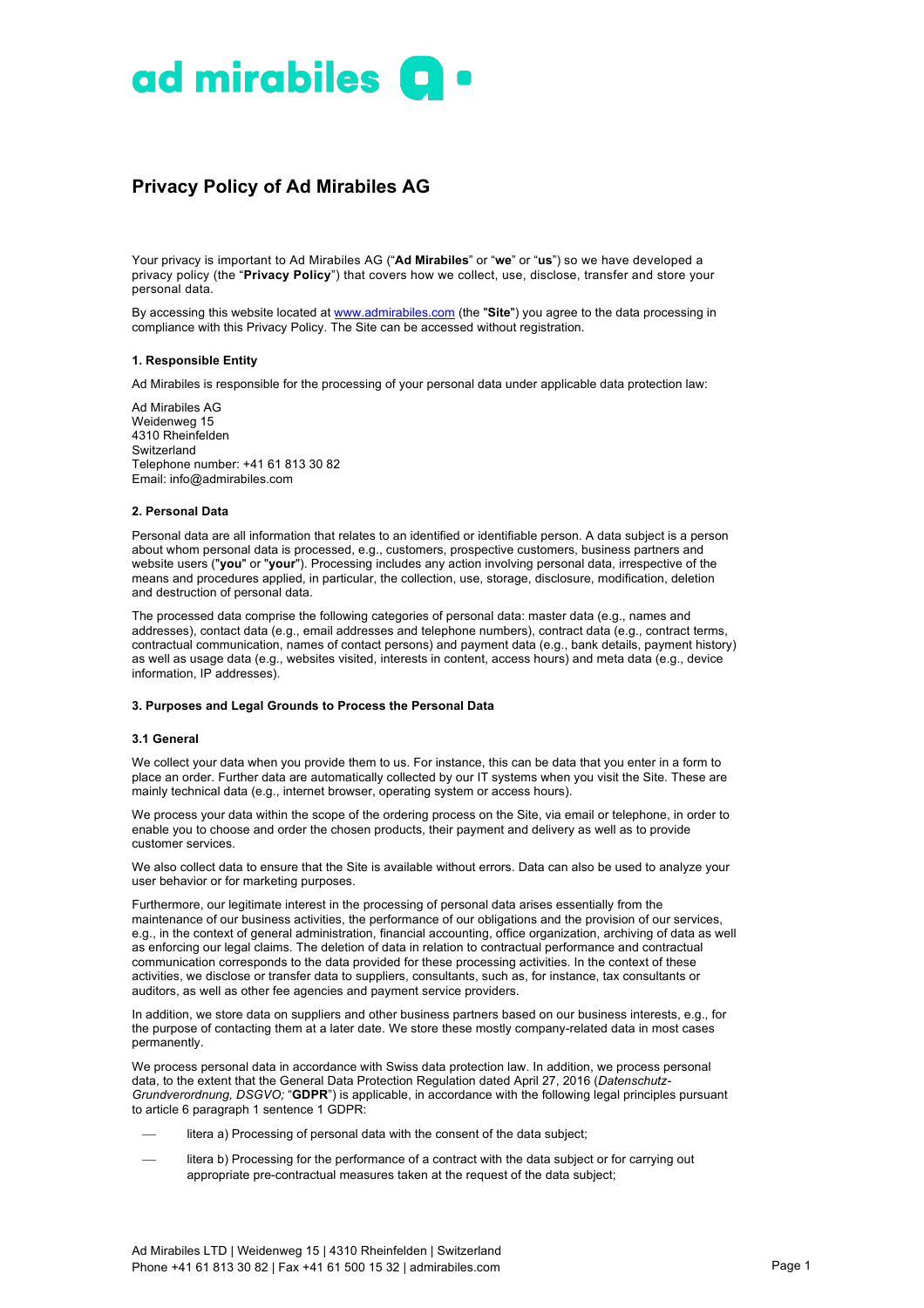# Privacy Policy of Ad Mirabiles AG

Your privacy is important to Ad Mirabiles AG ("**Ad Mirabiles**" or "**we**" or "**us**") so we have developed a privacy policy (the "**Privacy Policy**") that covers how we collect, use, disclose, transfer and store your personal data.

By accessing this website located at [www.admirabiles.com](http://www.admirabiles.com) (the "**Site**") you agree to the data processing in compliance with this Privacy Policy. The Site can be accessed without registration.

### 1. Responsible Entity

Ad Mirabiles is responsible for the processing of your personal data under applicable data protection law:

Ad Mirabiles AG
Weidenweg 15
4310 Rheinfelden
Switzerland
Telephone number: +41 61 813 30 82
Email: info@admirabiles.com

### 2. Personal Data

Personal data are all information that relates to an identified or identifiable person. A data subject is a person about whom personal data is processed, e.g., customers, prospective customers, business partners and website users ("**you**" or "**your**"). Processing includes any action involving personal data, irrespective of the means and procedures applied, in particular, the collection, use, storage, disclosure, modification, deletion and destruction of personal data.

The processed data comprise the following categories of personal data: master data (e.g., names and addresses), contact data (e.g., email addresses and telephone numbers), contract data (e.g., contract terms, contractual communication, names of contact persons) and payment data (e.g., bank details, payment history) as well as usage data (e.g., websites visited, interests in content, access hours) and meta data (e.g., device information, IP addresses).

### 3. Purposes and Legal Grounds to Process the Personal Data

#### 3.1 General

We collect your data when you provide them to us. For instance, this can be data that you enter in a form to place an order. Further data are automatically collected by our IT systems when you visit the Site. These are mainly technical data (e.g., internet browser, operating system or access hours).

We process your data within the scope of the ordering process on the Site, via email or telephone, in order to enable you to choose and order the chosen products, their payment and delivery as well as to provide customer services.

We also collect data to ensure that the Site is available without errors. Data can also be used to analyze your user behavior or for marketing purposes.

Furthermore, our legitimate interest in the processing of personal data arises essentially from the maintenance of our business activities, the performance of our obligations and the provision of our services, e.g., in the context of general administration, financial accounting, office organization, archiving of data as well as enforcing our legal claims. The deletion of data in relation to contractual performance and contractual communication corresponds to the data provided for these processing activities. In the context of these activities, we disclose or transfer data to suppliers, consultants, such as, for instance, tax consultants or auditors, as well as other fee agencies and payment service providers.

In addition, we store data on suppliers and other business partners based on our business interests, e.g., for the purpose of contacting them at a later date. We store these mostly company-related data in most cases permanently.

We process personal data in accordance with Swiss data protection law. In addition, we process personal data, to the extent that the General Data Protection Regulation dated April 27, 2016 (*Datenschutz-Grundverordnung, DSGVO;* "**GDPR**") is applicable, in accordance with the following legal principles pursuant to article 6 paragraph 1 sentence 1 GDPR:

- litera a) Processing of personal data with the consent of the data subject;
- litera b) Processing for the performance of a contract with the data subject or for carrying out appropriate pre-contractual measures taken at the request of the data subject;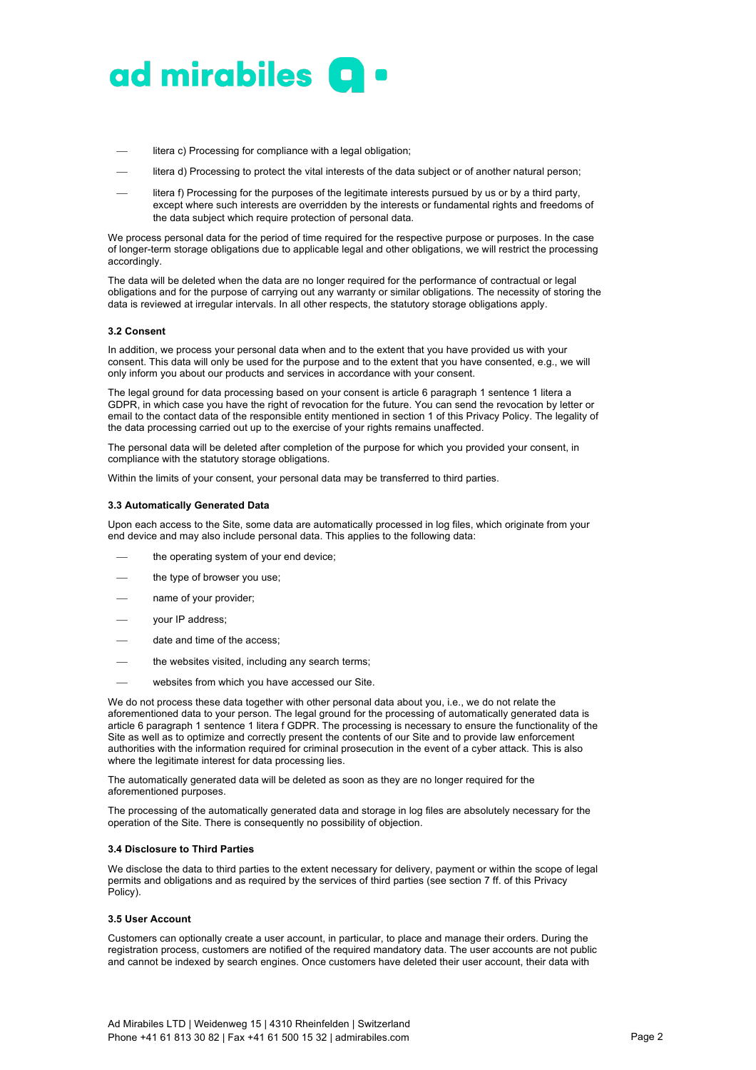- litera c) Processing for compliance with a legal obligation;
- litera d) Processing to protect the vital interests of the data subject or of another natural person;
- litera f) Processing for the purposes of the legitimate interests pursued by us or by a third party, except where such interests are overridden by the interests or fundamental rights and freedoms of the data subject which require protection of personal data.

We process personal data for the period of time required for the respective purpose or purposes. In the case of longer-term storage obligations due to applicable legal and other obligations, we will restrict the processing accordingly.

The data will be deleted when the data are no longer required for the performance of contractual or legal obligations and for the purpose of carrying out any warranty or similar obligations. The necessity of storing the data is reviewed at irregular intervals. In all other respects, the statutory storage obligations apply.

#### 3.2 Consent

In addition, we process your personal data when and to the extent that you have provided us with your consent. This data will only be used for the purpose and to the extent that you have consented, e.g., we will only inform you about our products and services in accordance with your consent.

The legal ground for data processing based on your consent is article 6 paragraph 1 sentence 1 litera a GDPR, in which case you have the right of revocation for the future. You can send the revocation by letter or email to the contact data of the responsible entity mentioned in section 1 of this Privacy Policy. The legality of the data processing carried out up to the exercise of your rights remains unaffected.

The personal data will be deleted after completion of the purpose for which you provided your consent, in compliance with the statutory storage obligations.

Within the limits of your consent, your personal data may be transferred to third parties.

#### 3.3 Automatically Generated Data

Upon each access to the Site, some data are automatically processed in log files, which originate from your end device and may also include personal data. This applies to the following data:

- the operating system of your end device;
- the type of browser you use;
- name of your provider;
- your IP address;
- date and time of the access;
- the websites visited, including any search terms;
- websites from which you have accessed our Site.

We do not process these data together with other personal data about you, i.e., we do not relate the aforementioned data to your person. The legal ground for the processing of automatically generated data is article 6 paragraph 1 sentence 1 litera f GDPR. The processing is necessary to ensure the functionality of the Site as well as to optimize and correctly present the contents of our Site and to provide law enforcement authorities with the information required for criminal prosecution in the event of a cyber attack. This is also where the legitimate interest for data processing lies.

The automatically generated data will be deleted as soon as they are no longer required for the aforementioned purposes.

The processing of the automatically generated data and storage in log files are absolutely necessary for the operation of the Site. There is consequently no possibility of objection.

#### 3.4 Disclosure to Third Parties

We disclose the data to third parties to the extent necessary for delivery, payment or within the scope of legal permits and obligations and as required by the services of third parties (see section 7 ff. of this Privacy Policy).

#### 3.5 User Account

Customers can optionally create a user account, in particular, to place and manage their orders. During the registration process, customers are notified of the required mandatory data. The user accounts are not public and cannot be indexed by search engines. Once customers have deleted their user account, their data with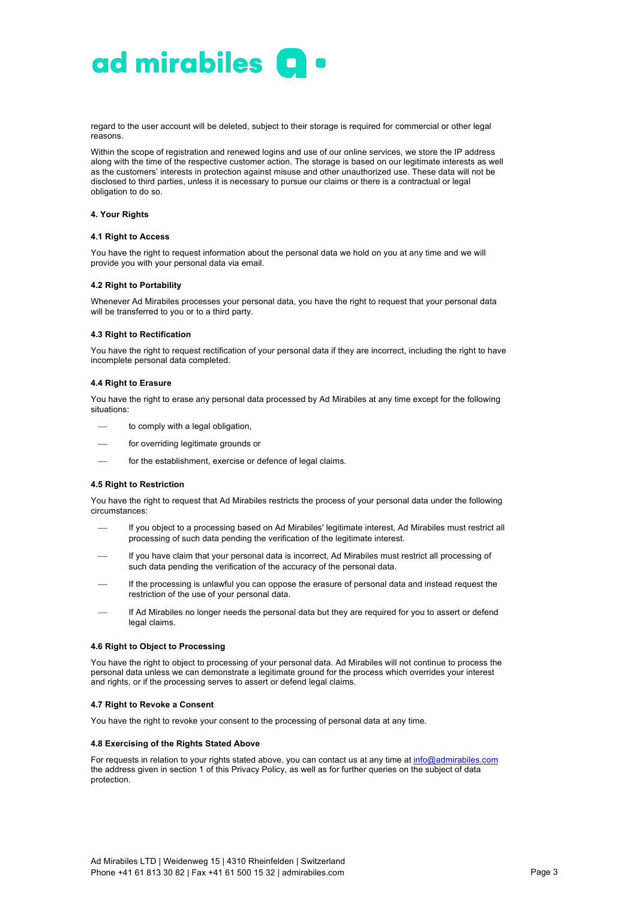regard to the user account will be deleted, subject to their storage is required for commercial or other legal reasons.

Within the scope of registration and renewed logins and use of our online services, we store the IP address along with the time of the respective customer action. The storage is based on our legitimate interests as well as the customers' interests in protection against misuse and other unauthorized use. These data will not be disclosed to third parties, unless it is necessary to pursue our claims or there is a contractual or legal obligation to do so.

## 4. Your Rights

### 4.1 Right to Access

You have the right to request information about the personal data we hold on you at any time and we will provide you with your personal data via email.

### 4.2 Right to Portability

Whenever Ad Mirabiles processes your personal data, you have the right to request that your personal data will be transferred to you or to a third party.

### 4.3 Right to Rectification

You have the right to request rectification of your personal data if they are incorrect, including the right to have incomplete personal data completed.

### 4.4 Right to Erasure

You have the right to erase any personal data processed by Ad Mirabiles at any time except for the following situations:

- to comply with a legal obligation,
- for overriding legitimate grounds or
- for the establishment, exercise or defence of legal claims.

### 4.5 Right to Restriction

You have the right to request that Ad Mirabiles restricts the process of your personal data under the following circumstances:

- If you object to a processing based on Ad Mirabiles' legitimate interest, Ad Mirabiles must restrict all processing of such data pending the verification of the legitimate interest.
- If you have claim that your personal data is incorrect, Ad Mirabiles must restrict all processing of such data pending the verification of the accuracy of the personal data.
- If the processing is unlawful you can oppose the erasure of personal data and instead request the restriction of the use of your personal data.
- If Ad Mirabiles no longer needs the personal data but they are required for you to assert or defend legal claims.

### 4.6 Right to Object to Processing

You have the right to object to processing of your personal data. Ad Mirabiles will not continue to process the personal data unless we can demonstrate a legitimate ground for the process which overrides your interest and rights, or if the processing serves to assert or defend legal claims.

### 4.7 Right to Revoke a Consent

You have the right to revoke your consent to the processing of personal data at any time.

### 4.8 Exercising of the Rights Stated Above

For requests in relation to your rights stated above, you can contact us at any time at info@admirabiles.com the address given in section 1 of this Privacy Policy, as well as for further queries on the subject of data protection.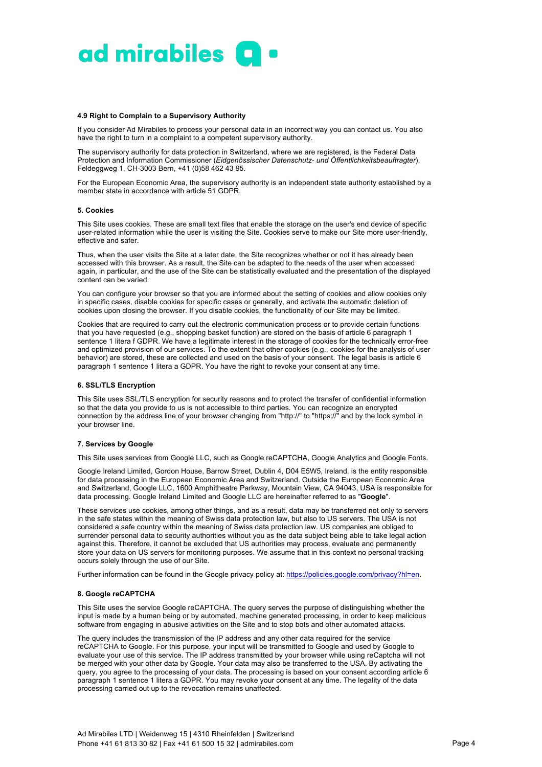### 4.9 Right to Complain to a Supervisory Authority

If you consider Ad Mirabiles to process your personal data in an incorrect way you can contact us. You also have the right to turn in a complaint to a competent supervisory authority.

The supervisory authority for data protection in Switzerland, where we are registered, is the Federal Data Protection and Information Commissioner (*Eidgenössischer Datenschutz- und Öffentlichkeitsbeauftragter*), Feldeggweg 1, CH-3003 Bern, +41 (0)58 462 43 95.

For the European Economic Area, the supervisory authority is an independent state authority established by a member state in accordance with article 51 GDPR.

## 5. Cookies

This Site uses cookies. These are small text files that enable the storage on the user's end device of specific user-related information while the user is visiting the Site. Cookies serve to make our Site more user-friendly, effective and safer.

Thus, when the user visits the Site at a later date, the Site recognizes whether or not it has already been accessed with this browser. As a result, the Site can be adapted to the needs of the user when accessed again, in particular, and the use of the Site can be statistically evaluated and the presentation of the displayed content can be varied.

You can configure your browser so that you are informed about the setting of cookies and allow cookies only in specific cases, disable cookies for specific cases or generally, and activate the automatic deletion of cookies upon closing the browser. If you disable cookies, the functionality of our Site may be limited.

Cookies that are required to carry out the electronic communication process or to provide certain functions that you have requested (e.g., shopping basket function) are stored on the basis of article 6 paragraph 1 sentence 1 litera f GDPR. We have a legitimate interest in the storage of cookies for the technically error-free and optimized provision of our services. To the extent that other cookies (e.g., cookies for the analysis of user behavior) are stored, these are collected and used on the basis of your consent. The legal basis is article 6 paragraph 1 sentence 1 litera a GDPR. You have the right to revoke your consent at any time.

## 6. SSL/TLS Encryption

This Site uses SSL/TLS encryption for security reasons and to protect the transfer of confidential information so that the data you provide to us is not accessible to third parties. You can recognize an encrypted connection by the address line of your browser changing from "http://" to "https://" and by the lock symbol in your browser line.

## 7. Services by Google

This Site uses services from Google LLC, such as Google reCAPTCHA, Google Analytics and Google Fonts.

Google Ireland Limited, Gordon House, Barrow Street, Dublin 4, D04 E5W5, Ireland, is the entity responsible for data processing in the European Economic Area and Switzerland. Outside the European Economic Area and Switzerland, Google LLC, 1600 Amphitheatre Parkway, Mountain View, CA 94043, USA is responsible for data processing. Google Ireland Limited and Google LLC are hereinafter referred to as "**Google**".

These services use cookies, among other things, and as a result, data may be transferred not only to servers in the safe states within the meaning of Swiss data protection law, but also to US servers. The USA is not considered a safe country within the meaning of Swiss data protection law. US companies are obliged to surrender personal data to security authorities without you as the data subject being able to take legal action against this. Therefore, it cannot be excluded that US authorities may process, evaluate and permanently store your data on US servers for monitoring purposes. We assume that in this context no personal tracking occurs solely through the use of our Site.

Further information can be found in the Google privacy policy at: https://policies.google.com/privacy?hl=en.

## 8. Google reCAPTCHA

This Site uses the service Google reCAPTCHA. The query serves the purpose of distinguishing whether the input is made by a human being or by automated, machine generated processing, in order to keep malicious software from engaging in abusive activities on the Site and to stop bots and other automated attacks.

The query includes the transmission of the IP address and any other data required for the service reCAPTCHA to Google. For this purpose, your input will be transmitted to Google and used by Google to evaluate your use of this service. The IP address transmitted by your browser while using reCaptcha will not be merged with your other data by Google. Your data may also be transferred to the USA. By activating the query, you agree to the processing of your data. The processing is based on your consent according article 6 paragraph 1 sentence 1 litera a GDPR. You may revoke your consent at any time. The legality of the data processing carried out up to the revocation remains unaffected.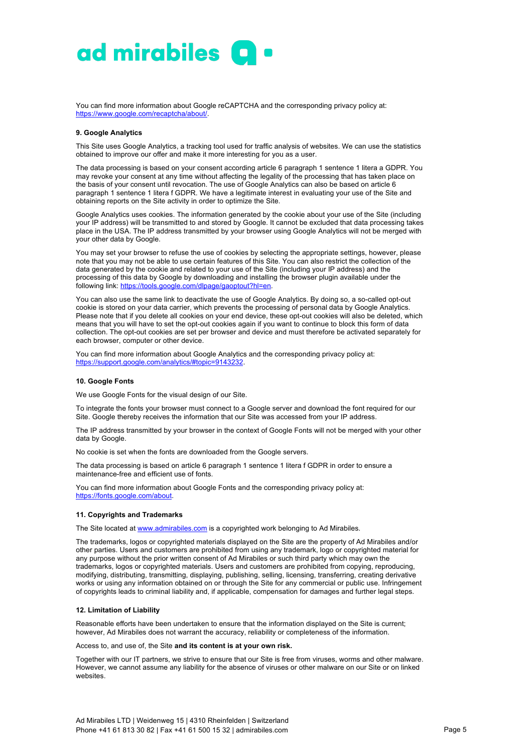You can find more information about Google reCAPTCHA and the corresponding privacy policy at: https://www.google.com/recaptcha/about/.

**9. Google Analytics**

This Site uses Google Analytics, a tracking tool used for traffic analysis of websites. We can use the statistics obtained to improve our offer and make it more interesting for you as a user.

The data processing is based on your consent according article 6 paragraph 1 sentence 1 litera a GDPR. You may revoke your consent at any time without affecting the legality of the processing that has taken place on the basis of your consent until revocation. The use of Google Analytics can also be based on article 6 paragraph 1 sentence 1 litera f GDPR. We have a legitimate interest in evaluating your use of the Site and obtaining reports on the Site activity in order to optimize the Site.

Google Analytics uses cookies. The information generated by the cookie about your use of the Site (including your IP address) will be transmitted to and stored by Google. It cannot be excluded that data processing takes place in the USA. The IP address transmitted by your browser using Google Analytics will not be merged with your other data by Google.

You may set your browser to refuse the use of cookies by selecting the appropriate settings, however, please note that you may not be able to use certain features of this Site. You can also restrict the collection of the data generated by the cookie and related to your use of the Site (including your IP address) and the processing of this data by Google by downloading and installing the browser plugin available under the following link: https://tools.google.com/dlpage/gaoptout?hl=en.

You can also use the same link to deactivate the use of Google Analytics. By doing so, a so-called opt-out cookie is stored on your data carrier, which prevents the processing of personal data by Google Analytics. Please note that if you delete all cookies on your end device, these opt-out cookies will also be deleted, which means that you will have to set the opt-out cookies again if you want to continue to block this form of data collection. The opt-out cookies are set per browser and device and must therefore be activated separately for each browser, computer or other device.

You can find more information about Google Analytics and the corresponding privacy policy at: https://support.google.com/analytics/#topic=9143232.

**10. Google Fonts**

We use Google Fonts for the visual design of our Site.

To integrate the fonts your browser must connect to a Google server and download the font required for our Site. Google thereby receives the information that our Site was accessed from your IP address.

The IP address transmitted by your browser in the context of Google Fonts will not be merged with your other data by Google.

No cookie is set when the fonts are downloaded from the Google servers.

The data processing is based on article 6 paragraph 1 sentence 1 litera f GDPR in order to ensure a maintenance-free and efficient use of fonts.

You can find more information about Google Fonts and the corresponding privacy policy at: https://fonts.google.com/about.

**11. Copyrights and Trademarks**

The Site located at www.admirabiles.com is a copyrighted work belonging to Ad Mirabiles.

The trademarks, logos or copyrighted materials displayed on the Site are the property of Ad Mirabiles and/or other parties. Users and customers are prohibited from using any trademark, logo or copyrighted material for any purpose without the prior written consent of Ad Mirabiles or such third party which may own the trademarks, logos or copyrighted materials. Users and customers are prohibited from copying, reproducing, modifying, distributing, transmitting, displaying, publishing, selling, licensing, transferring, creating derivative works or using any information obtained on or through the Site for any commercial or public use. Infringement of copyrights leads to criminal liability and, if applicable, compensation for damages and further legal steps.

**12. Limitation of Liability**

Reasonable efforts have been undertaken to ensure that the information displayed on the Site is current; however, Ad Mirabiles does not warrant the accuracy, reliability or completeness of the information.

Access to, and use of, the Site **and its content is at your own risk.**

Together with our IT partners, we strive to ensure that our Site is free from viruses, worms and other malware. However, we cannot assume any liability for the absence of viruses or other malware on our Site or on linked websites.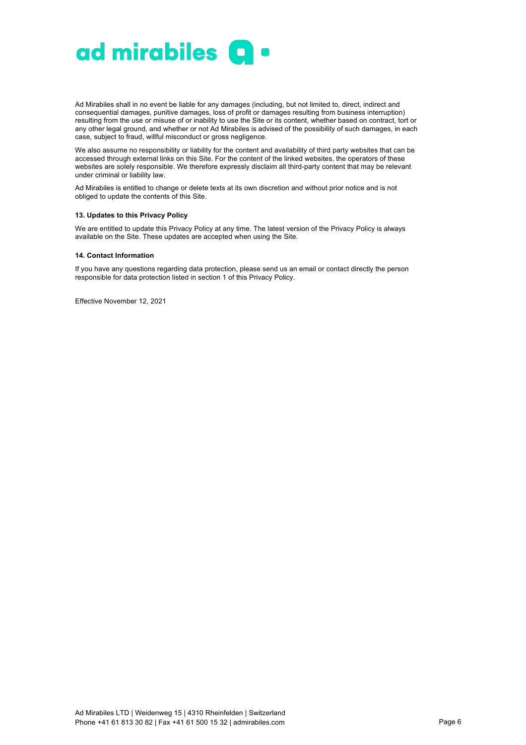Ad Mirabiles shall in no event be liable for any damages (including, but not limited to, direct, indirect and consequential damages, punitive damages, loss of profit or damages resulting from business interruption) resulting from the use or misuse of or inability to use the Site or its content, whether based on contract, tort or any other legal ground, and whether or not Ad Mirabiles is advised of the possibility of such damages, in each case, subject to fraud, willful misconduct or gross negligence.

We also assume no responsibility or liability for the content and availability of third party websites that can be accessed through external links on this Site. For the content of the linked websites, the operators of these websites are solely responsible. We therefore expressly disclaim all third-party content that may be relevant under criminal or liability law.

Ad Mirabiles is entitled to change or delete texts at its own discretion and without prior notice and is not obliged to update the contents of this Site.

### 13. Updates to this Privacy Policy

We are entitled to update this Privacy Policy at any time. The latest version of the Privacy Policy is always available on the Site. These updates are accepted when using the Site.

### 14. Contact Information

If you have any questions regarding data protection, please send us an email or contact directly the person responsible for data protection listed in section 1 of this Privacy Policy.

Effective November 12, 2021